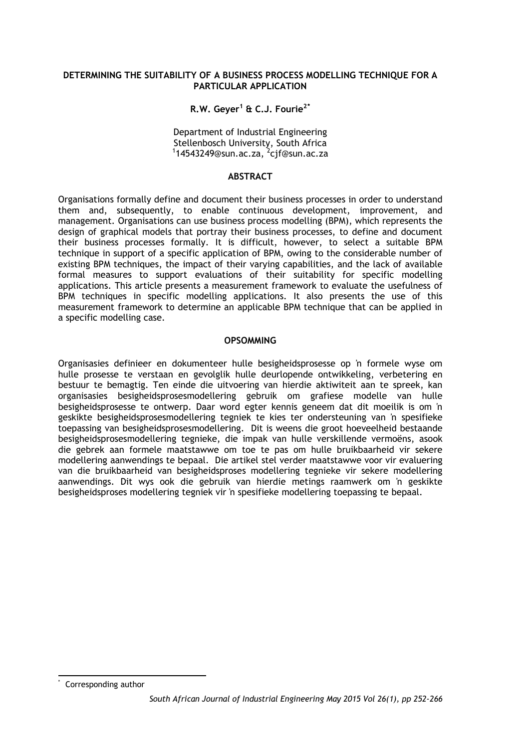# DETERMINING THE SUITABILITY OF A BUSINESS PROCESS MODELLING TECHNIQUE FOR A PARTICULAR APPLICATION

**R.W. Geyer[1] & C.J. Fourie[2*]**

Department of Industrial Engineering
Stellenbosch University, South Africa
[1]14543249@sun.ac.za, [2]cjf@sun.ac.za

## ABSTRACT

Organisations formally define and document their business processes in order to understand them and, subsequently, to enable continuous development, improvement, and management. Organisations can use business process modelling (BPM), which represents the design of graphical models that portray their business processes, to define and document their business processes formally. It is difficult, however, to select a suitable BPM technique in support of a specific application of BPM, owing to the considerable number of existing BPM techniques, the impact of their varying capabilities, and the lack of available formal measures to support evaluations of their suitability for specific modelling applications. This article presents a measurement framework to evaluate the usefulness of BPM techniques in specific modelling applications. It also presents the use of this measurement framework to determine an applicable BPM technique that can be applied in a specific modelling case.

## OPSOMMING

Organisasies definieer en dokumenteer hulle besigheidsprosesse op 'n formele wyse om hulle prosesse te verstaan en gevolglik hulle deurlopende ontwikkeling, verbetering en bestuur te bemagtig. Ten einde die uitvoering van hierdie aktiwiteit aan te spreek, kan organisasies besigheidsprosesmodellering gebruik om grafiese modelle van hulle besigheidsprosesse te ontwerp. Daar word egter kennis geneem dat dit moeilik is om 'n geskikte besigheidsprosesmodellering tegniek te kies ter ondersteuning van 'n spesifieke toepassing van besigheidsprosesmodellering. Dit is weens die groot hoeveelheid bestaande besigheidsprosesmodellering tegnieke, die impak van hulle verskillende vermoëns, asook die gebrek aan formele maatstawwe om toe te pas om hulle bruikbaarheid vir sekere modellering aanwendings te bepaal. Die artikel stel verder maatstawwe voor vir evaluering van die bruikbaarheid van besigheidsproses modellering tegnieke vir sekere modellering aanwendings. Dit wys ook die gebruik van hierdie metings raamwerk om 'n geskikte besigheidsproses modellering tegniek vir 'n spesifieke modellering toepassing te bepaal.

[*] Corresponding author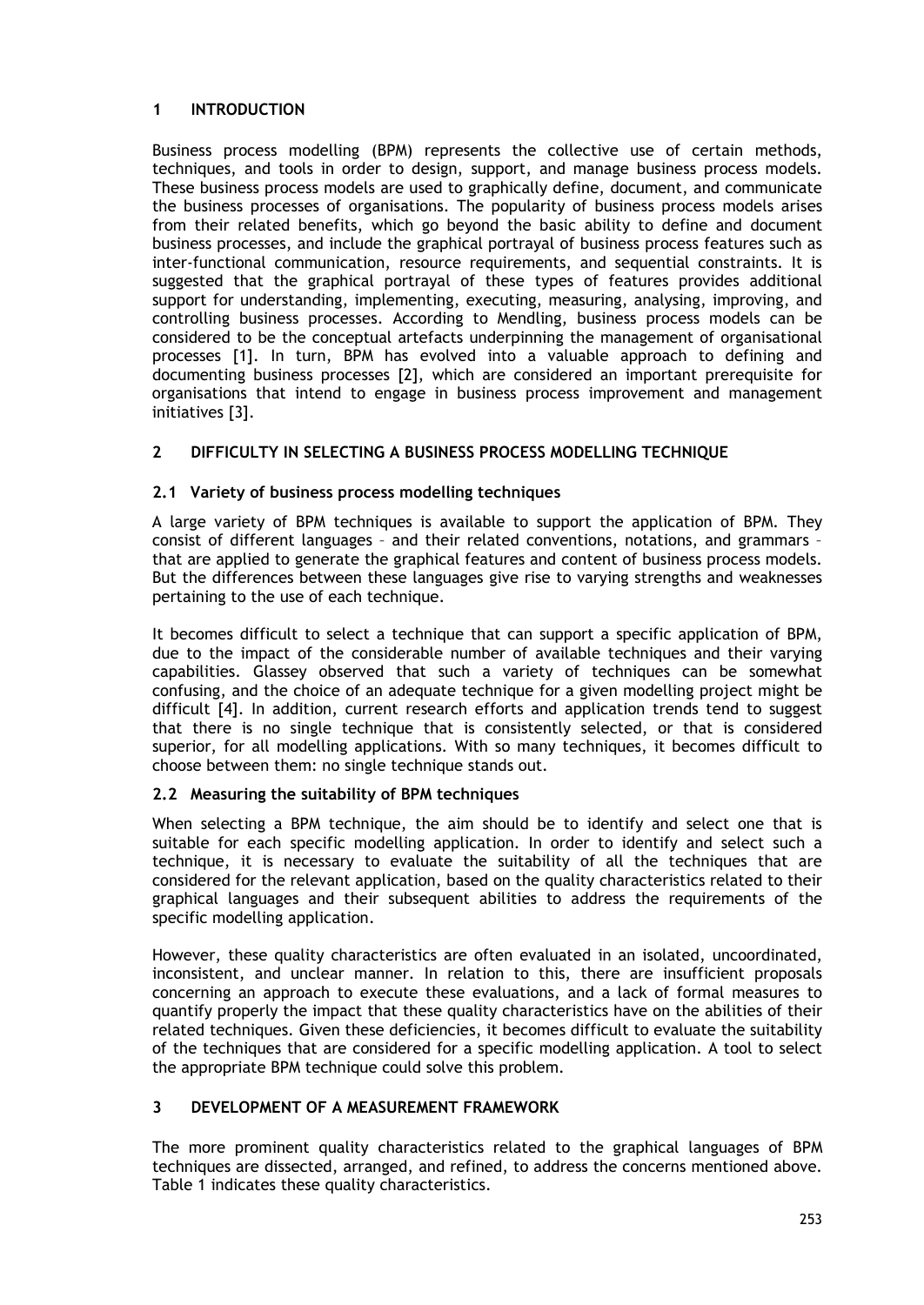## 1 INTRODUCTION

Business process modelling (BPM) represents the collective use of certain methods, techniques, and tools in order to design, support, and manage business process models. These business process models are used to graphically define, document, and communicate the business processes of organisations. The popularity of business process models arises from their related benefits, which go beyond the basic ability to define and document business processes, and include the graphical portrayal of business process features such as inter-functional communication, resource requirements, and sequential constraints. It is suggested that the graphical portrayal of these types of features provides additional support for understanding, implementing, executing, measuring, analysing, improving, and controlling business processes. According to Mendling, business process models can be considered to be the conceptual artefacts underpinning the management of organisational processes [1]. In turn, BPM has evolved into a valuable approach to defining and documenting business processes [2], which are considered an important prerequisite for organisations that intend to engage in business process improvement and management initiatives [3].

## 2 DIFFICULTY IN SELECTING A BUSINESS PROCESS MODELLING TECHNIQUE

### 2.1 Variety of business process modelling techniques

A large variety of BPM techniques is available to support the application of BPM. They consist of different languages – and their related conventions, notations, and grammars – that are applied to generate the graphical features and content of business process models. But the differences between these languages give rise to varying strengths and weaknesses pertaining to the use of each technique.

It becomes difficult to select a technique that can support a specific application of BPM, due to the impact of the considerable number of available techniques and their varying capabilities. Glassey observed that such a variety of techniques can be somewhat confusing, and the choice of an adequate technique for a given modelling project might be difficult [4]. In addition, current research efforts and application trends tend to suggest that there is no single technique that is consistently selected, or that is considered superior, for all modelling applications. With so many techniques, it becomes difficult to choose between them: no single technique stands out.

### 2.2 Measuring the suitability of BPM techniques

When selecting a BPM technique, the aim should be to identify and select one that is suitable for each specific modelling application. In order to identify and select such a technique, it is necessary to evaluate the suitability of all the techniques that are considered for the relevant application, based on the quality characteristics related to their graphical languages and their subsequent abilities to address the requirements of the specific modelling application.

However, these quality characteristics are often evaluated in an isolated, uncoordinated, inconsistent, and unclear manner. In relation to this, there are insufficient proposals concerning an approach to execute these evaluations, and a lack of formal measures to quantify properly the impact that these quality characteristics have on the abilities of their related techniques. Given these deficiencies, it becomes difficult to evaluate the suitability of the techniques that are considered for a specific modelling application. A tool to select the appropriate BPM technique could solve this problem.

## 3 DEVELOPMENT OF A MEASUREMENT FRAMEWORK

The more prominent quality characteristics related to the graphical languages of BPM techniques are dissected, arranged, and refined, to address the concerns mentioned above. Table 1 indicates these quality characteristics.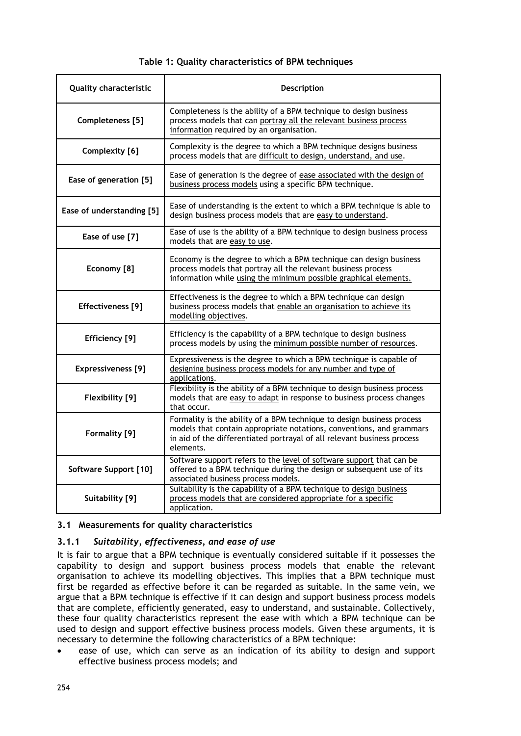**Table 1: Quality characteristics of BPM techniques**

| Quality characteristic | Description |
|---|---|
| **Completeness [5]** | Completeness is the ability of a BPM technique to design business process models that can portray all the relevant business process information required by an organisation. |
| **Complexity [6]** | Complexity is the degree to which a BPM technique designs business process models that are difficult to design, understand, and use. |
| **Ease of generation [5]** | Ease of generation is the degree of ease associated with the design of business process models using a specific BPM technique. |
| **Ease of understanding [5]** | Ease of understanding is the extent to which a BPM technique is able to design business process models that are easy to understand. |
| **Ease of use [7]** | Ease of use is the ability of a BPM technique to design business process models that are easy to use. |
| **Economy [8]** | Economy is the degree to which a BPM technique can design business process models that portray all the relevant business process information while using the minimum possible graphical elements. |
| **Effectiveness [9]** | Effectiveness is the degree to which a BPM technique can design business process models that enable an organisation to achieve its modelling objectives. |
| **Efficiency [9]** | Efficiency is the capability of a BPM technique to design business process models by using the minimum possible number of resources. |
| **Expressiveness [9]** | Expressiveness is the degree to which a BPM technique is capable of designing business process models for any number and type of applications. |
| **Flexibility [9]** | Flexibility is the ability of a BPM technique to design business process models that are easy to adapt in response to business process changes that occur. |
| **Formality [9]** | Formality is the ability of a BPM technique to design business process models that contain appropriate notations, conventions, and grammars in aid of the differentiated portrayal of all relevant business process elements. |
| **Software Support [10]** | Software support refers to the level of software support that can be offered to a BPM technique during the design or subsequent use of its associated business process models. |
| **Suitability [9]** | Suitability is the capability of a BPM technique to design business process models that are considered appropriate for a specific application. |

### 3.1 Measurements for quality characteristics

#### 3.1.1 *Suitability, effectiveness, and ease of use*

It is fair to argue that a BPM technique is eventually considered suitable if it possesses the capability to design and support business process models that enable the relevant organisation to achieve its modelling objectives. This implies that a BPM technique must first be regarded as effective before it can be regarded as suitable. In the same vein, we argue that a BPM technique is effective if it can design and support business process models that are complete, efficiently generated, easy to understand, and sustainable. Collectively, these four quality characteristics represent the ease with which a BPM technique can be used to design and support effective business process models. Given these arguments, it is necessary to determine the following characteristics of a BPM technique:

- ease of use, which can serve as an indication of its ability to design and support effective business process models; and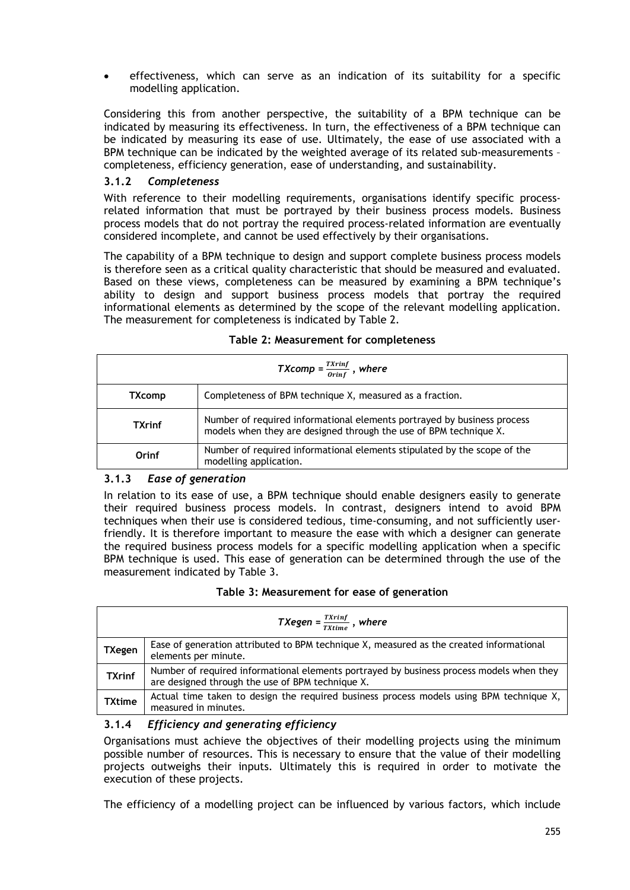- effectiveness, which can serve as an indication of its suitability for a specific modelling application.

Considering this from another perspective, the suitability of a BPM technique can be indicated by measuring its effectiveness. In turn, the effectiveness of a BPM technique can be indicated by measuring its ease of use. Ultimately, the ease of use associated with a BPM technique can be indicated by the weighted average of its related sub-measurements – completeness, efficiency generation, ease of understanding, and sustainability.

### 3.1.2 *Completeness*

With reference to their modelling requirements, organisations identify specific process-related information that must be portrayed by their business process models. Business process models that do not portray the required process-related information are eventually considered incomplete, and cannot be used effectively by their organisations.

The capability of a BPM technique to design and support complete business process models is therefore seen as a critical quality characteristic that should be measured and evaluated. Based on these views, completeness can be measured by examining a BPM technique's ability to design and support business process models that portray the required informational elements as determined by the scope of the relevant modelling application. The measurement for completeness is indicated by Table 2.

**Table 2: Measurement for completeness**

| $TXcomp = \frac{TXrinf}{Orinf}$ , where | |
|---|---|
| **TXcomp** | Completeness of BPM technique X, measured as a fraction. |
| **TXrinf** | Number of required informational elements portrayed by business process models when they are designed through the use of BPM technique X. |
| **Orinf** | Number of required informational elements stipulated by the scope of the modelling application. |

### 3.1.3 *Ease of generation*

In relation to its ease of use, a BPM technique should enable designers easily to generate their required business process models. In contrast, designers intend to avoid BPM techniques when their use is considered tedious, time-consuming, and not sufficiently user-friendly. It is therefore important to measure the ease with which a designer can generate the required business process models for a specific modelling application when a specific BPM technique is used. This ease of generation can be determined through the use of the measurement indicated by Table 3.

**Table 3: Measurement for ease of generation**

| $TXegen = \frac{TXrinf}{TXtime}$ , where | |
|---|---|
| **TXegen** | Ease of generation attributed to BPM technique X, measured as the created informational elements per minute. |
| **TXrinf** | Number of required informational elements portrayed by business process models when they are designed through the use of BPM technique X. |
| **TXtime** | Actual time taken to design the required business process models using BPM technique X, measured in minutes. |

### 3.1.4 *Efficiency and generating efficiency*

Organisations must achieve the objectives of their modelling projects using the minimum possible number of resources. This is necessary to ensure that the value of their modelling projects outweighs their inputs. Ultimately this is required in order to motivate the execution of these projects.

The efficiency of a modelling project can be influenced by various factors, which include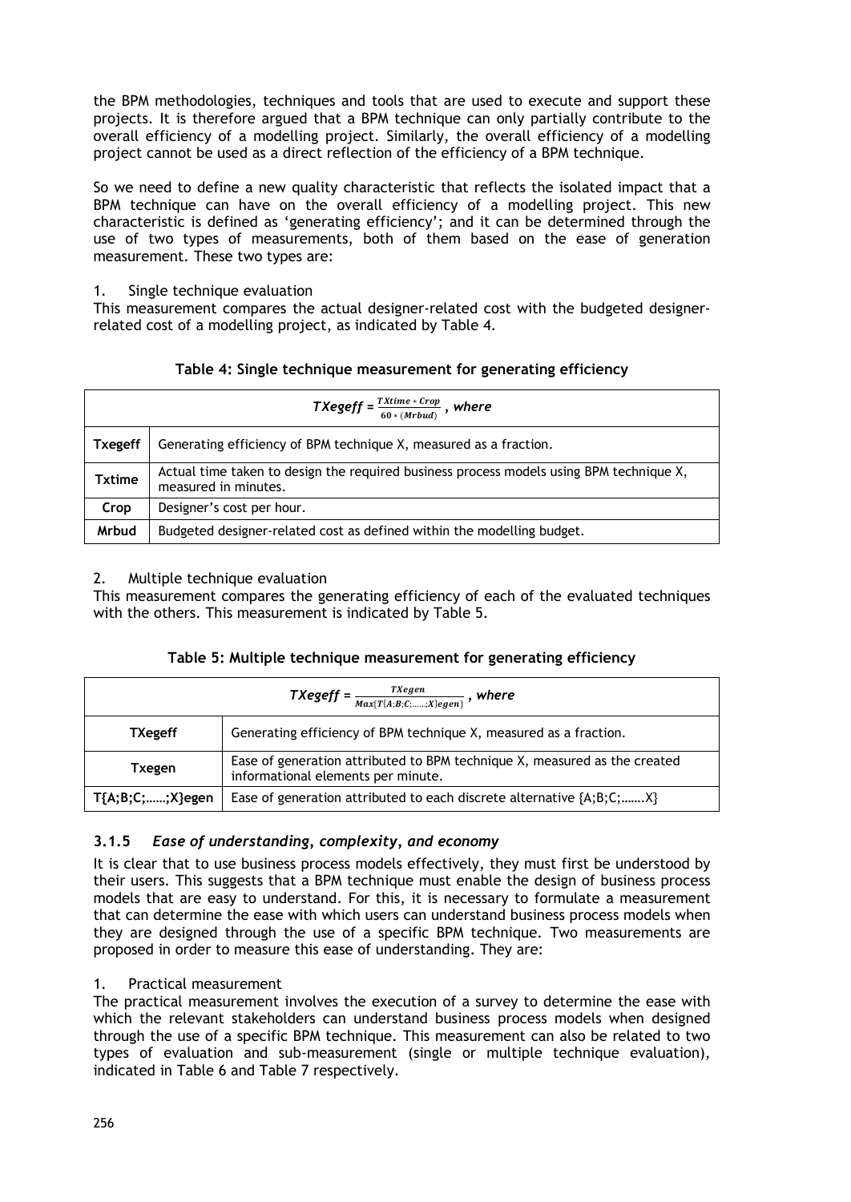the BPM methodologies, techniques and tools that are used to execute and support these projects. It is therefore argued that a BPM technique can only partially contribute to the overall efficiency of a modelling project. Similarly, the overall efficiency of a modelling project cannot be used as a direct reflection of the efficiency of a BPM technique.

So we need to define a new quality characteristic that reflects the isolated impact that a BPM technique can have on the overall efficiency of a modelling project. This new characteristic is defined as 'generating efficiency'; and it can be determined through the use of two types of measurements, both of them based on the ease of generation measurement. These two types are:

1. Single technique evaluation

This measurement compares the actual designer-related cost with the budgeted designer-related cost of a modelling project, as indicated by Table 4.

**Table 4: Single technique measurement for generating efficiency**

| $TXegeff = \frac{TXtime * Crop}{60 * (Mrbud)}$ , where | |
|---|---|
| **Txegeff** | Generating efficiency of BPM technique X, measured as a fraction. |
| **Txtime** | Actual time taken to design the required business process models using BPM technique X, measured in minutes. |
| **Crop** | Designer's cost per hour. |
| **Mrbud** | Budgeted designer-related cost as defined within the modelling budget. |

2. Multiple technique evaluation

This measurement compares the generating efficiency of each of the evaluated techniques with the others. This measurement is indicated by Table 5.

**Table 5: Multiple technique measurement for generating efficiency**

| $TXegeff = \frac{TXegen}{Max\{T\{A;B;C;......;X\}egen\}}$ , where | |
|---|---|
| **TXegeff** | Generating efficiency of BPM technique X, measured as a fraction. |
| **Txegen** | Ease of generation attributed to BPM technique X, measured as the created informational elements per minute. |
| **T{A;B;C;……;X}egen** | Ease of generation attributed to each discrete alternative {A;B;C;…….X} |

### 3.1.5 *Ease of understanding, complexity, and economy*

It is clear that to use business process models effectively, they must first be understood by their users. This suggests that a BPM technique must enable the design of business process models that are easy to understand. For this, it is necessary to formulate a measurement that can determine the ease with which users can understand business process models when they are designed through the use of a specific BPM technique. Two measurements are proposed in order to measure this ease of understanding. They are:

1. Practical measurement

The practical measurement involves the execution of a survey to determine the ease with which the relevant stakeholders can understand business process models when designed through the use of a specific BPM technique. This measurement can also be related to two types of evaluation and sub-measurement (single or multiple technique evaluation), indicated in Table 6 and Table 7 respectively.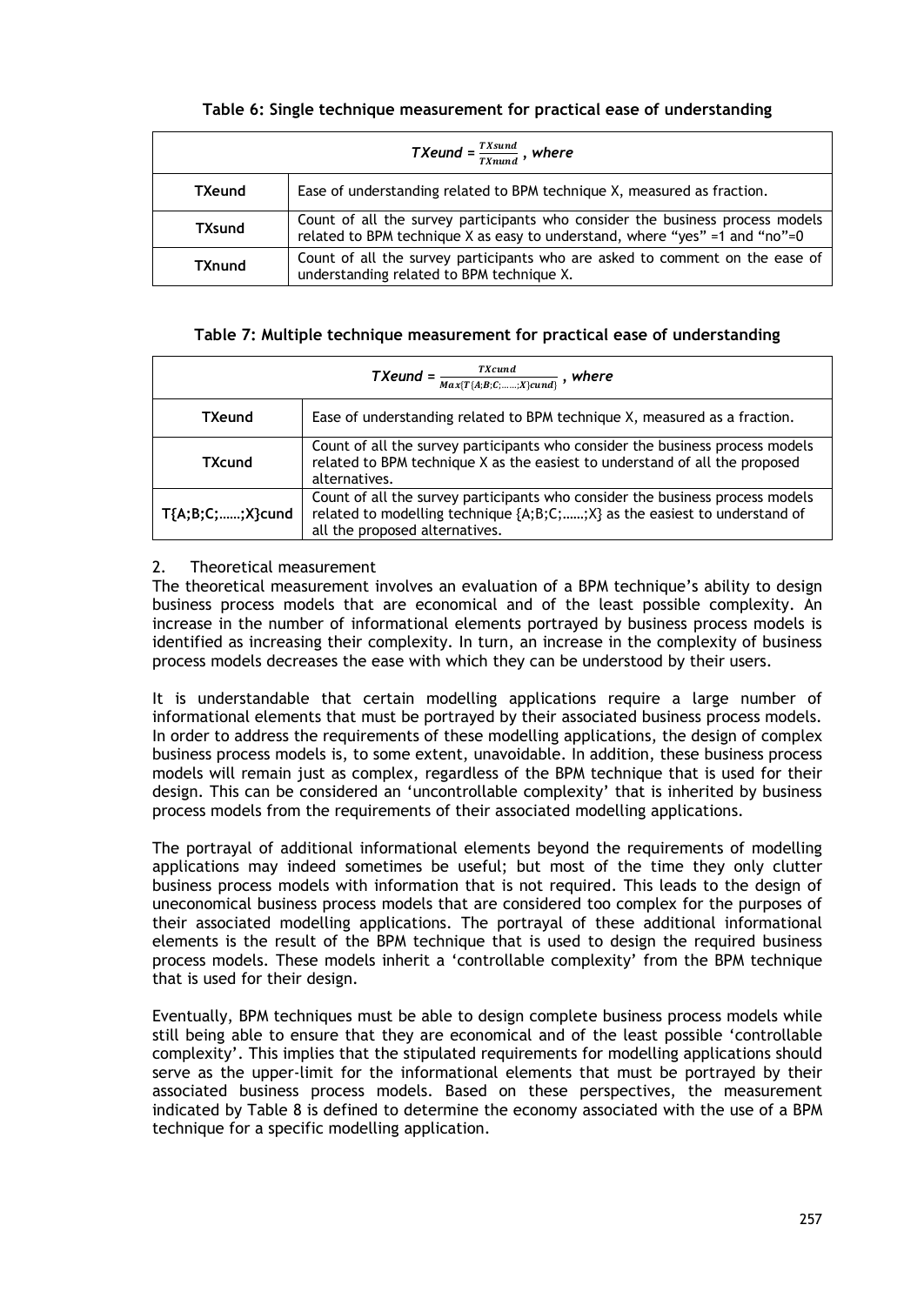**Table 6: Single technique measurement for practical ease of understanding**

| $TXeund = \frac{TXsund}{TXnund}$ , where | |
|---|---|
| **TXeund** | Ease of understanding related to BPM technique X, measured as fraction. |
| **TXsund** | Count of all the survey participants who consider the business process models related to BPM technique X as easy to understand, where "yes" =1 and "no"=0 |
| **TXnund** | Count of all the survey participants who are asked to comment on the ease of understanding related to BPM technique X. |

**Table 7: Multiple technique measurement for practical ease of understanding**

| $TXeund = \frac{TXcund}{Max\{T\{A;B;C;......;X\}cund\}}$ , where | |
|---|---|
| **TXeund** | Ease of understanding related to BPM technique X, measured as a fraction. |
| **TXcund** | Count of all the survey participants who consider the business process models related to BPM technique X as the easiest to understand of all the proposed alternatives. |
| **T{A;B;C;……;X}cund** | Count of all the survey participants who consider the business process models related to modelling technique {A;B;C;……;X} as the easiest to understand of all the proposed alternatives. |

2. Theoretical measurement

The theoretical measurement involves an evaluation of a BPM technique's ability to design business process models that are economical and of the least possible complexity. An increase in the number of informational elements portrayed by business process models is identified as increasing their complexity. In turn, an increase in the complexity of business process models decreases the ease with which they can be understood by their users.

It is understandable that certain modelling applications require a large number of informational elements that must be portrayed by their associated business process models. In order to address the requirements of these modelling applications, the design of complex business process models is, to some extent, unavoidable. In addition, these business process models will remain just as complex, regardless of the BPM technique that is used for their design. This can be considered an 'uncontrollable complexity' that is inherited by business process models from the requirements of their associated modelling applications.

The portrayal of additional informational elements beyond the requirements of modelling applications may indeed sometimes be useful; but most of the time they only clutter business process models with information that is not required. This leads to the design of uneconomical business process models that are considered too complex for the purposes of their associated modelling applications. The portrayal of these additional informational elements is the result of the BPM technique that is used to design the required business process models. These models inherit a 'controllable complexity' from the BPM technique that is used for their design.

Eventually, BPM techniques must be able to design complete business process models while still being able to ensure that they are economical and of the least possible 'controllable complexity'. This implies that the stipulated requirements for modelling applications should serve as the upper-limit for the informational elements that must be portrayed by their associated business process models. Based on these perspectives, the measurement indicated by Table 8 is defined to determine the economy associated with the use of a BPM technique for a specific modelling application.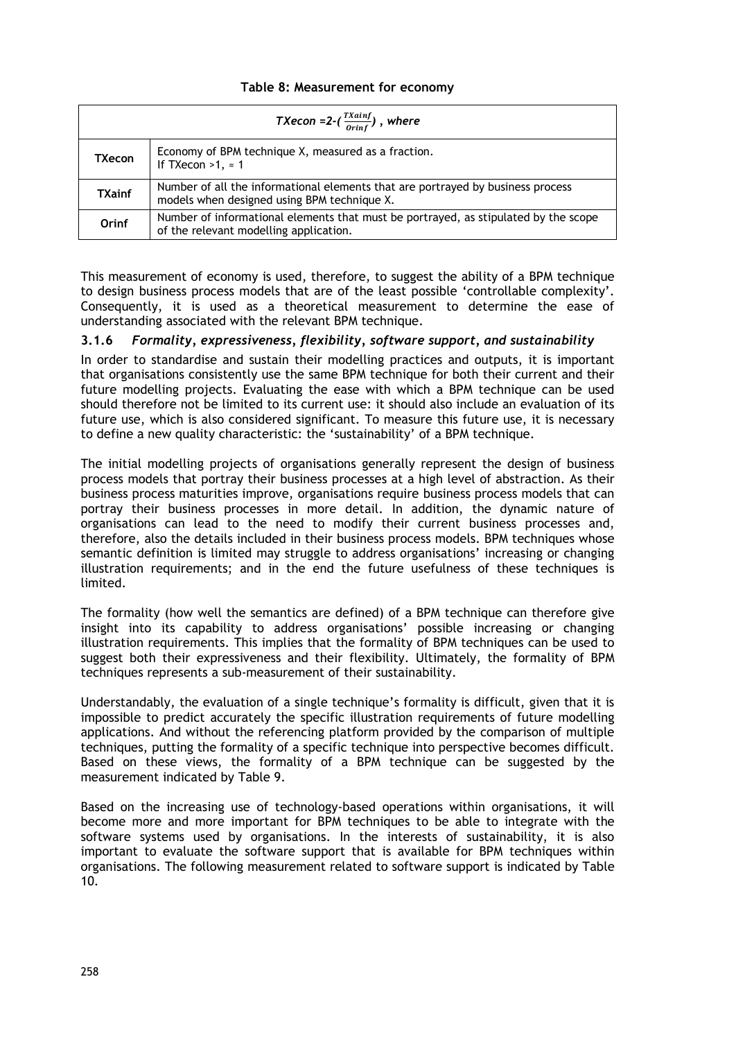**Table 8: Measurement for economy**

| $TXecon = 2 - \left(\frac{TXainf}{Orinf}\right)$, where | |
|---|---|
| **TXecon** | Economy of BPM technique X, measured as a fraction. If TXecon >1, ≈ 1 |
| **TXainf** | Number of all the informational elements that are portrayed by business process models when designed using BPM technique X. |
| **Orinf** | Number of informational elements that must be portrayed, as stipulated by the scope of the relevant modelling application. |

This measurement of economy is used, therefore, to suggest the ability of a BPM technique to design business process models that are of the least possible 'controllable complexity'. Consequently, it is used as a theoretical measurement to determine the ease of understanding associated with the relevant BPM technique.

### 3.1.6 *Formality, expressiveness, flexibility, software support, and sustainability*

In order to standardise and sustain their modelling practices and outputs, it is important that organisations consistently use the same BPM technique for both their current and their future modelling projects. Evaluating the ease with which a BPM technique can be used should therefore not be limited to its current use: it should also include an evaluation of its future use, which is also considered significant. To measure this future use, it is necessary to define a new quality characteristic: the 'sustainability' of a BPM technique.

The initial modelling projects of organisations generally represent the design of business process models that portray their business processes at a high level of abstraction. As their business process maturities improve, organisations require business process models that can portray their business processes in more detail. In addition, the dynamic nature of organisations can lead to the need to modify their current business processes and, therefore, also the details included in their business process models. BPM techniques whose semantic definition is limited may struggle to address organisations' increasing or changing illustration requirements; and in the end the future usefulness of these techniques is limited.

The formality (how well the semantics are defined) of a BPM technique can therefore give insight into its capability to address organisations' possible increasing or changing illustration requirements. This implies that the formality of BPM techniques can be used to suggest both their expressiveness and their flexibility. Ultimately, the formality of BPM techniques represents a sub-measurement of their sustainability.

Understandably, the evaluation of a single technique's formality is difficult, given that it is impossible to predict accurately the specific illustration requirements of future modelling applications. And without the referencing platform provided by the comparison of multiple techniques, putting the formality of a specific technique into perspective becomes difficult. Based on these views, the formality of a BPM technique can be suggested by the measurement indicated by Table 9.

Based on the increasing use of technology-based operations within organisations, it will become more and more important for BPM techniques to be able to integrate with the software systems used by organisations. In the interests of sustainability, it is also important to evaluate the software support that is available for BPM techniques within organisations. The following measurement related to software support is indicated by Table 10.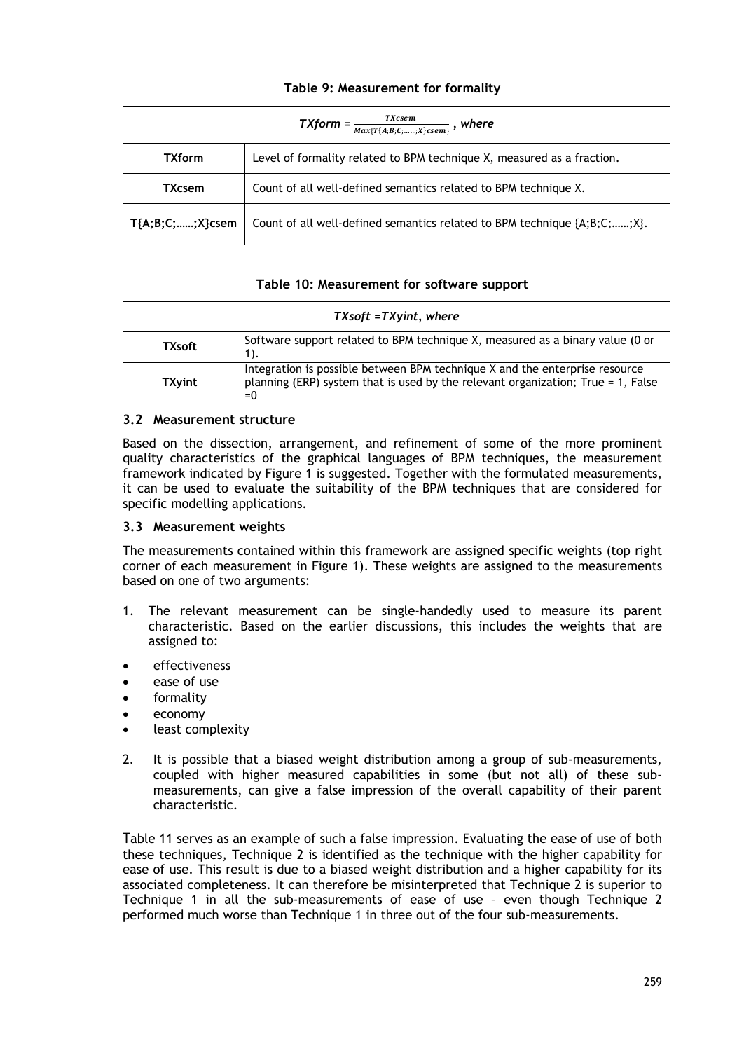**Table 9: Measurement for formality**

| $TXform = \frac{TXcsem}{Max\{T\{A;B;C;\ldots\ldots;X\}csem\}}$, *where* | |
|---|---|
| **TXform** | Level of formality related to BPM technique X, measured as a fraction. |
| **TXcsem** | Count of all well-defined semantics related to BPM technique X. |
| **T{A;B;C;……;X}csem** | Count of all well-defined semantics related to BPM technique {A;B;C;……;X}. |

**Table 10: Measurement for software support**

| *TXsoft =TXyint, where* | |
|---|---|
| **TXsoft** | Software support related to BPM technique X, measured as a binary value (0 or 1). |
| **TXyint** | Integration is possible between BPM technique X and the enterprise resource planning (ERP) system that is used by the relevant organization; True = 1, False =0 |

### 3.2 Measurement structure

Based on the dissection, arrangement, and refinement of some of the more prominent quality characteristics of the graphical languages of BPM techniques, the measurement framework indicated by Figure 1 is suggested. Together with the formulated measurements, it can be used to evaluate the suitability of the BPM techniques that are considered for specific modelling applications.

### 3.3 Measurement weights

The measurements contained within this framework are assigned specific weights (top right corner of each measurement in Figure 1). These weights are assigned to the measurements based on one of two arguments:

1. The relevant measurement can be single-handedly used to measure its parent characteristic. Based on the earlier discussions, this includes the weights that are assigned to:

- effectiveness
- ease of use
- formality
- economy
- least complexity

2. It is possible that a biased weight distribution among a group of sub-measurements, coupled with higher measured capabilities in some (but not all) of these sub-measurements, can give a false impression of the overall capability of their parent characteristic.

Table 11 serves as an example of such a false impression. Evaluating the ease of use of both these techniques, Technique 2 is identified as the technique with the higher capability for ease of use. This result is due to a biased weight distribution and a higher capability for its associated completeness. It can therefore be misinterpreted that Technique 2 is superior to Technique 1 in all the sub-measurements of ease of use – even though Technique 2 performed much worse than Technique 1 in three out of the four sub-measurements.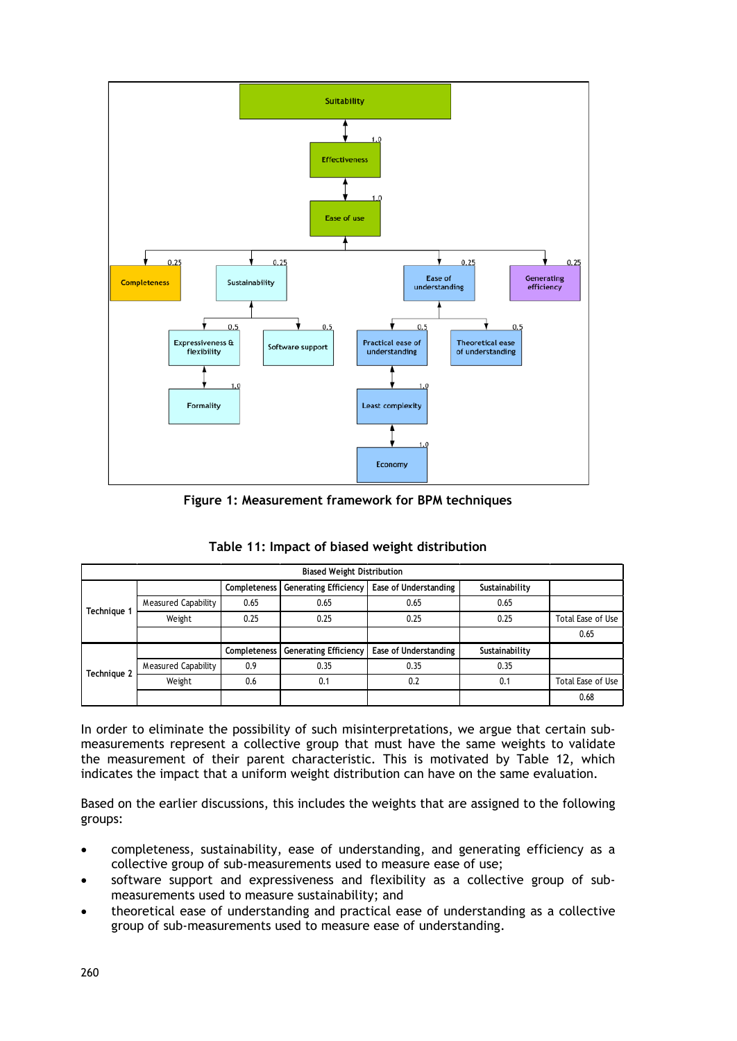**Figure 1: Measurement framework for BPM techniques**

**Table 11: Impact of biased weight distribution**

| Biased Weight Distribution | | | | | | |
|---|---|---|---|---|---|---|
| Technique 1 | | Completeness | Generating Efficiency | Ease of Understanding | Sustainability | |
| | Measured Capability | 0.65 | 0.65 | 0.65 | 0.65 | |
| | Weight | 0.25 | 0.25 | 0.25 | 0.25 | Total Ease of Use |
| | | | | | | 0.65 |
| Technique 2 | | Completeness | Generating Efficiency | Ease of Understanding | Sustainability | |
| | Measured Capability | 0.9 | 0.35 | 0.35 | 0.35 | |
| | Weight | 0.6 | 0.1 | 0.2 | 0.1 | Total Ease of Use |
| | | | | | | 0.68 |

In order to eliminate the possibility of such misinterpretations, we argue that certain sub-measurements represent a collective group that must have the same weights to validate the measurement of their parent characteristic. This is motivated by Table 12, which indicates the impact that a uniform weight distribution can have on the same evaluation.

Based on the earlier discussions, this includes the weights that are assigned to the following groups:

- completeness, sustainability, ease of understanding, and generating efficiency as a collective group of sub-measurements used to measure ease of use;
- software support and expressiveness and flexibility as a collective group of sub-measurements used to measure sustainability; and
- theoretical ease of understanding and practical ease of understanding as a collective group of sub-measurements used to measure ease of understanding.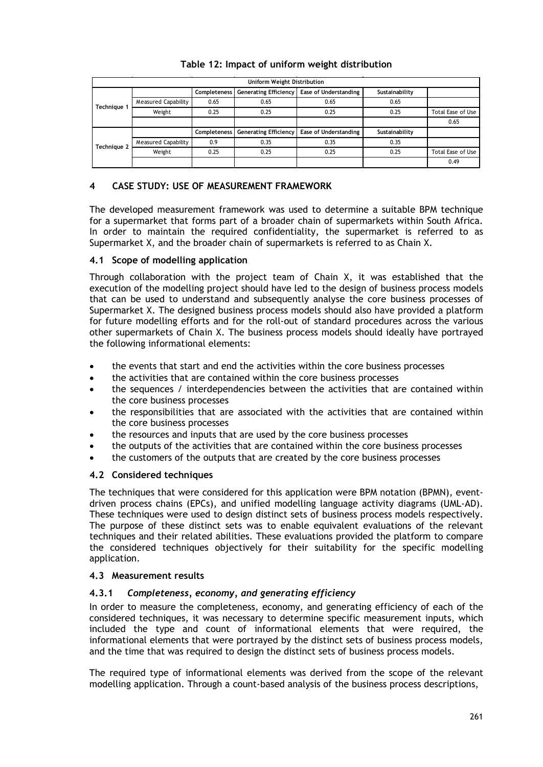**Table 12: Impact of uniform weight distribution**

| Uniform Weight Distribution | | | | | | |
|---|---|---|---|---|---|---|
| Technique 1 | | Completeness | Generating Efficiency | Ease of Understanding | Sustainability | |
| | Measured Capability | 0.65 | 0.65 | 0.65 | 0.65 | |
| | Weight | 0.25 | 0.25 | 0.25 | 0.25 | Total Ease of Use |
| | | | | | | 0.65 |
| Technique 2 | | Completeness | Generating Efficiency | Ease of Understanding | Sustainability | |
| | Measured Capability | 0.9 | 0.35 | 0.35 | 0.35 | |
| | Weight | 0.25 | 0.25 | 0.25 | 0.25 | Total Ease of Use |
| | | | | | | 0.49 |

## 4 CASE STUDY: USE OF MEASUREMENT FRAMEWORK

The developed measurement framework was used to determine a suitable BPM technique for a supermarket that forms part of a broader chain of supermarkets within South Africa. In order to maintain the required confidentiality, the supermarket is referred to as Supermarket X, and the broader chain of supermarkets is referred to as Chain X.

### 4.1 Scope of modelling application

Through collaboration with the project team of Chain X, it was established that the execution of the modelling project should have led to the design of business process models that can be used to understand and subsequently analyse the core business processes of Supermarket X. The designed business process models should also have provided a platform for future modelling efforts and for the roll-out of standard procedures across the various other supermarkets of Chain X. The business process models should ideally have portrayed the following informational elements:

- the events that start and end the activities within the core business processes
- the activities that are contained within the core business processes
- the sequences / interdependencies between the activities that are contained within the core business processes
- the responsibilities that are associated with the activities that are contained within the core business processes
- the resources and inputs that are used by the core business processes
- the outputs of the activities that are contained within the core business processes
- the customers of the outputs that are created by the core business processes

### 4.2 Considered techniques

The techniques that were considered for this application were BPM notation (BPMN), event-driven process chains (EPCs), and unified modelling language activity diagrams (UML-AD). These techniques were used to design distinct sets of business process models respectively. The purpose of these distinct sets was to enable equivalent evaluations of the relevant techniques and their related abilities. These evaluations provided the platform to compare the considered techniques objectively for their suitability for the specific modelling application.

### 4.3 Measurement results

#### 4.3.1 *Completeness, economy, and generating efficiency*

In order to measure the completeness, economy, and generating efficiency of each of the considered techniques, it was necessary to determine specific measurement inputs, which included the type and count of informational elements that were required, the informational elements that were portrayed by the distinct sets of business process models, and the time that was required to design the distinct sets of business process models.

The required type of informational elements was derived from the scope of the relevant modelling application. Through a count-based analysis of the business process descriptions,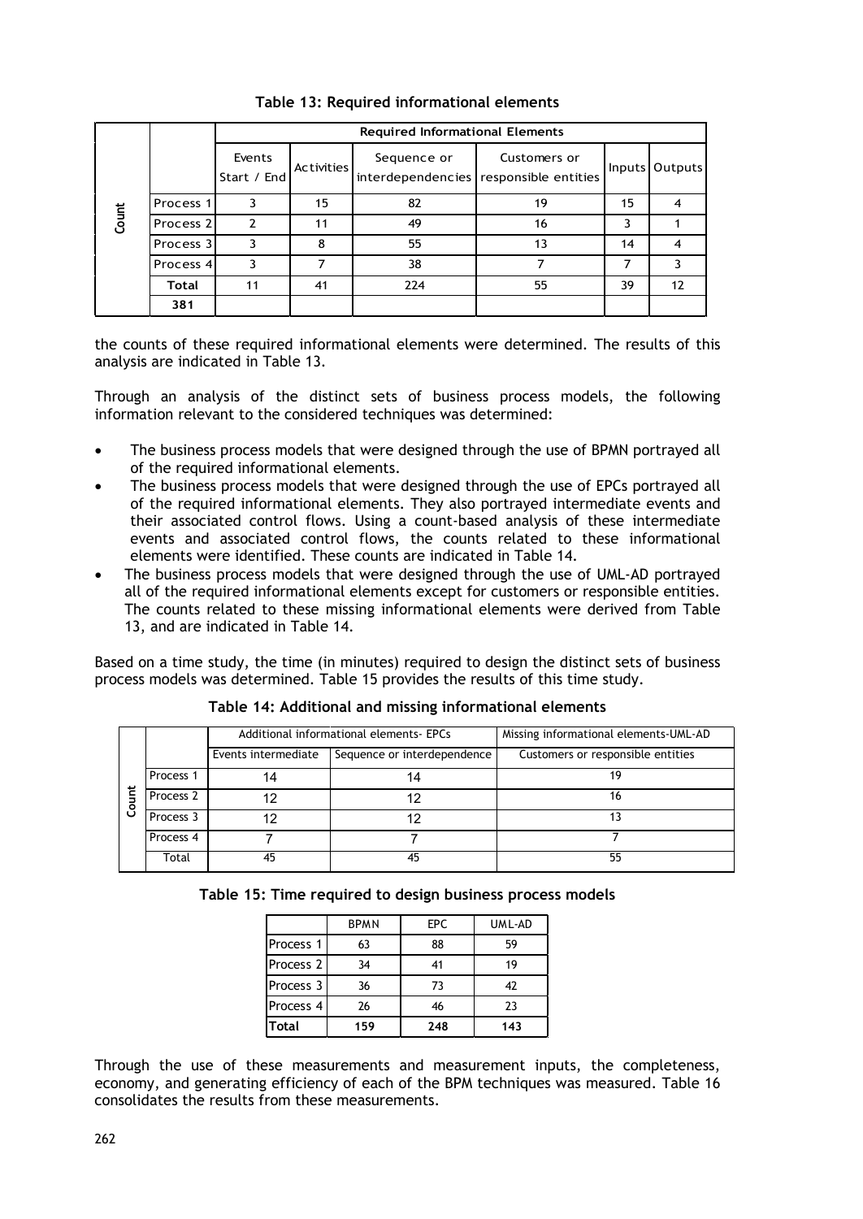**Table 13: Required informational elements**

| | | Required Informational Elements | | | | | |
|---|---|---|---|---|---|---|---|
| | | Events Start / End | Activities | Sequence or interdependencies | Customers or responsible entities | Inputs | Outputs |
| Count | Process 1 | 3 | 15 | 82 | 19 | 15 | 4 |
| | Process 2 | 2 | 11 | 49 | 16 | 3 | 1 |
| | Process 3 | 3 | 8 | 55 | 13 | 14 | 4 |
| | Process 4 | 3 | 7 | 38 | 7 | 7 | 3 |
| | **Total** | 11 | 41 | 224 | 55 | 39 | 12 |
| | **381** | | | | | | |

the counts of these required informational elements were determined. The results of this analysis are indicated in Table 13.

Through an analysis of the distinct sets of business process models, the following information relevant to the considered techniques was determined:

- The business process models that were designed through the use of BPMN portrayed all of the required informational elements.
- The business process models that were designed through the use of EPCs portrayed all of the required informational elements. They also portrayed intermediate events and their associated control flows. Using a count-based analysis of these intermediate events and associated control flows, the counts related to these informational elements were identified. These counts are indicated in Table 14.
- The business process models that were designed through the use of UML-AD portrayed all of the required informational elements except for customers or responsible entities. The counts related to these missing informational elements were derived from Table 13, and are indicated in Table 14.

Based on a time study, the time (in minutes) required to design the distinct sets of business process models was determined. Table 15 provides the results of this time study.

**Table 14: Additional and missing informational elements**

| | | Additional informational elements- EPCs | | Missing informational elements-UML-AD |
|---|---|---|---|---|
| | | Events intermediate | Sequence or interdependence | Customers or responsible entities |
| Count | Process 1 | 14 | 14 | 19 |
| | Process 2 | 12 | 12 | 16 |
| | Process 3 | 12 | 12 | 13 |
| | Process 4 | 7 | 7 | 7 |
| | Total | 45 | 45 | 55 |

**Table 15: Time required to design business process models**

| | BPMN | EPC | UML-AD |
|---|---|---|---|
| Process 1 | 63 | 88 | 59 |
| Process 2 | 34 | 41 | 19 |
| Process 3 | 36 | 73 | 42 |
| Process 4 | 26 | 46 | 23 |
| **Total** | **159** | **248** | **143** |

Through the use of these measurements and measurement inputs, the completeness, economy, and generating efficiency of each of the BPM techniques was measured. Table 16 consolidates the results from these measurements.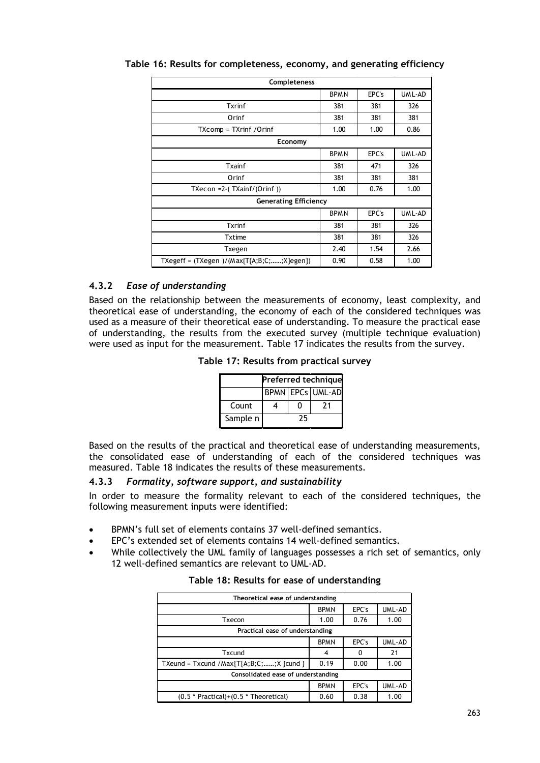**Table 16: Results for completeness, economy, and generating efficiency**

| Completeness | | | |
|---|---|---|---|
| | BPMN | EPC's | UML-AD |
| Txrinf | 381 | 381 | 326 |
| Orinf | 381 | 381 | 381 |
| TXcomp = TXrinf /Orinf | 1.00 | 1.00 | 0.86 |
| **Economy** | | | |
| | BPMN | EPC's | UML-AD |
| Txainf | 381 | 471 | 326 |
| Orinf | 381 | 381 | 381 |
| TXecon =2-( TXainf/(Orinf )) | 1.00 | 0.76 | 1.00 |
| **Generating Efficiency** | | | |
| | BPMN | EPC's | UML-AD |
| Txrinf | 381 | 381 | 326 |
| Txtime | 381 | 381 | 326 |
| Txegen | 2.40 | 1.54 | 2.66 |
| TXegeff = (TXegen )/(Max{T{A;B;C;……;X}egen}) | 0.90 | 0.58 | 1.00 |

### 4.3.2 *Ease of understanding*

Based on the relationship between the measurements of economy, least complexity, and theoretical ease of understanding, the economy of each of the considered techniques was used as a measure of their theoretical ease of understanding. To measure the practical ease of understanding, the results from the executed survey (multiple technique evaluation) were used as input for the measurement. Table 17 indicates the results from the survey.

**Table 17: Results from practical survey**

| | Preferred technique | | |
|---|---|---|---|
| | BPMN | EPCs | UML-AD |
| Count | 4 | 0 | 21 |
| Sample n | 25 | | |

Based on the results of the practical and theoretical ease of understanding measurements, the consolidated ease of understanding of each of the considered techniques was measured. Table 18 indicates the results of these measurements.

### 4.3.3 *Formality, software support, and sustainability*

In order to measure the formality relevant to each of the considered techniques, the following measurement inputs were identified:

- BPMN's full set of elements contains 37 well-defined semantics.
- EPC's extended set of elements contains 14 well-defined semantics.
- While collectively the UML family of languages possesses a rich set of semantics, only 12 well-defined semantics are relevant to UML-AD.

**Table 18: Results for ease of understanding**

| Theoretical ease of understanding | | | |
|---|---|---|---|
| | BPMN | EPC's | UML-AD |
| Txecon | 1.00 | 0.76 | 1.00 |
| **Practical ease of understanding** | | | |
| | BPMN | EPC's | UML-AD |
| Txcund | 4 | 0 | 21 |
| TXeund = Txcund /Max{T{A;B;C;……;X }cund } | 0.19 | 0.00 | 1.00 |
| **Consolidated ease of understanding** | | | |
| | BPMN | EPC's | UML-AD |
| (0.5 * Practical)+(0.5 * Theoretical) | 0.60 | 0.38 | 1.00 |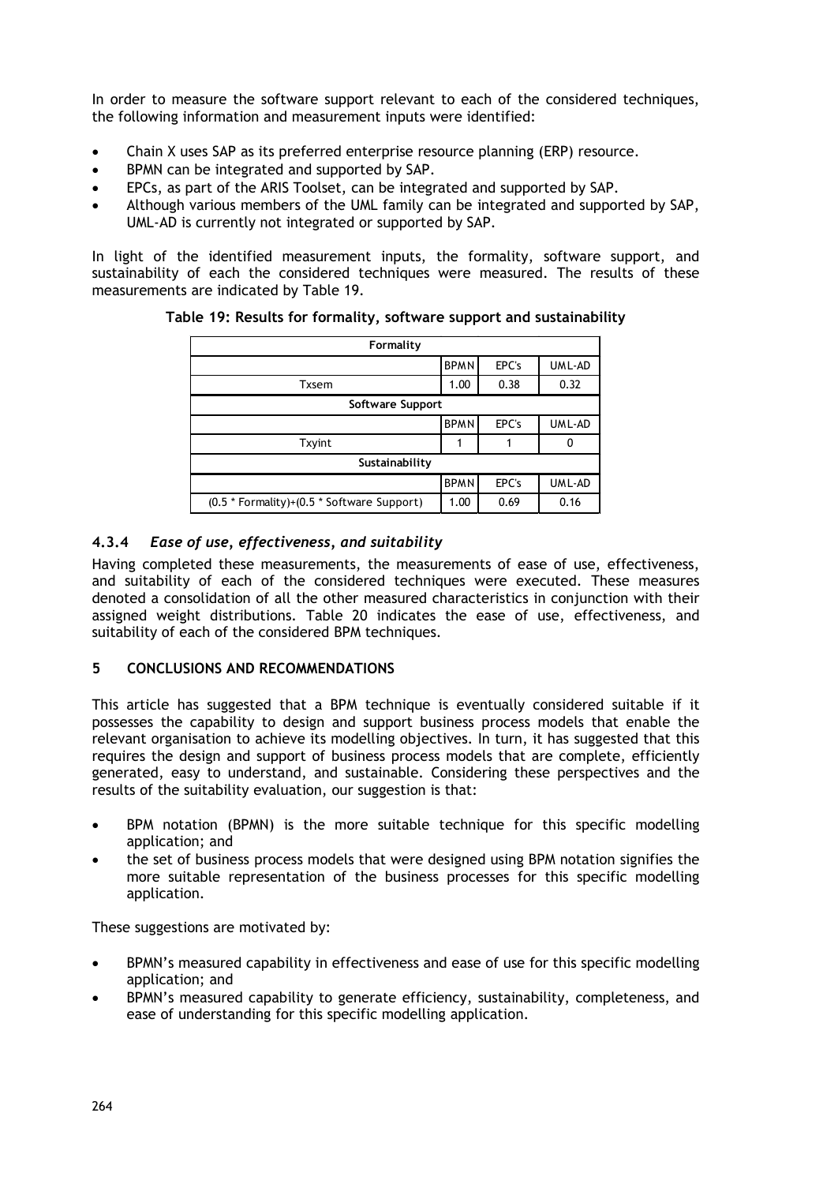In order to measure the software support relevant to each of the considered techniques, the following information and measurement inputs were identified:

- Chain X uses SAP as its preferred enterprise resource planning (ERP) resource.
- BPMN can be integrated and supported by SAP.
- EPCs, as part of the ARIS Toolset, can be integrated and supported by SAP.
- Although various members of the UML family can be integrated and supported by SAP, UML-AD is currently not integrated or supported by SAP.

In light of the identified measurement inputs, the formality, software support, and sustainability of each the considered techniques were measured. The results of these measurements are indicated by Table 19.

**Table 19: Results for formality, software support and sustainability**

| Formality | | | |
|---|---|---|---|
| | BPMN | EPC's | UML-AD |
| Txsem | 1.00 | 0.38 | 0.32 |
| **Software Support** | | | |
| | BPMN | EPC's | UML-AD |
| Txyint | 1 | 1 | 0 |
| **Sustainability** | | | |
| | BPMN | EPC's | UML-AD |
| (0.5 * Formality)+(0.5 * Software Support) | 1.00 | 0.69 | 0.16 |

### 4.3.4 *Ease of use, effectiveness, and suitability*

Having completed these measurements, the measurements of ease of use, effectiveness, and suitability of each of the considered techniques were executed. These measures denoted a consolidation of all the other measured characteristics in conjunction with their assigned weight distributions. Table 20 indicates the ease of use, effectiveness, and suitability of each of the considered BPM techniques.

## 5 CONCLUSIONS AND RECOMMENDATIONS

This article has suggested that a BPM technique is eventually considered suitable if it possesses the capability to design and support business process models that enable the relevant organisation to achieve its modelling objectives. In turn, it has suggested that this requires the design and support of business process models that are complete, efficiently generated, easy to understand, and sustainable. Considering these perspectives and the results of the suitability evaluation, our suggestion is that:

- BPM notation (BPMN) is the more suitable technique for this specific modelling application; and
- the set of business process models that were designed using BPM notation signifies the more suitable representation of the business processes for this specific modelling application.

These suggestions are motivated by:

- BPMN's measured capability in effectiveness and ease of use for this specific modelling application; and
- BPMN's measured capability to generate efficiency, sustainability, completeness, and ease of understanding for this specific modelling application.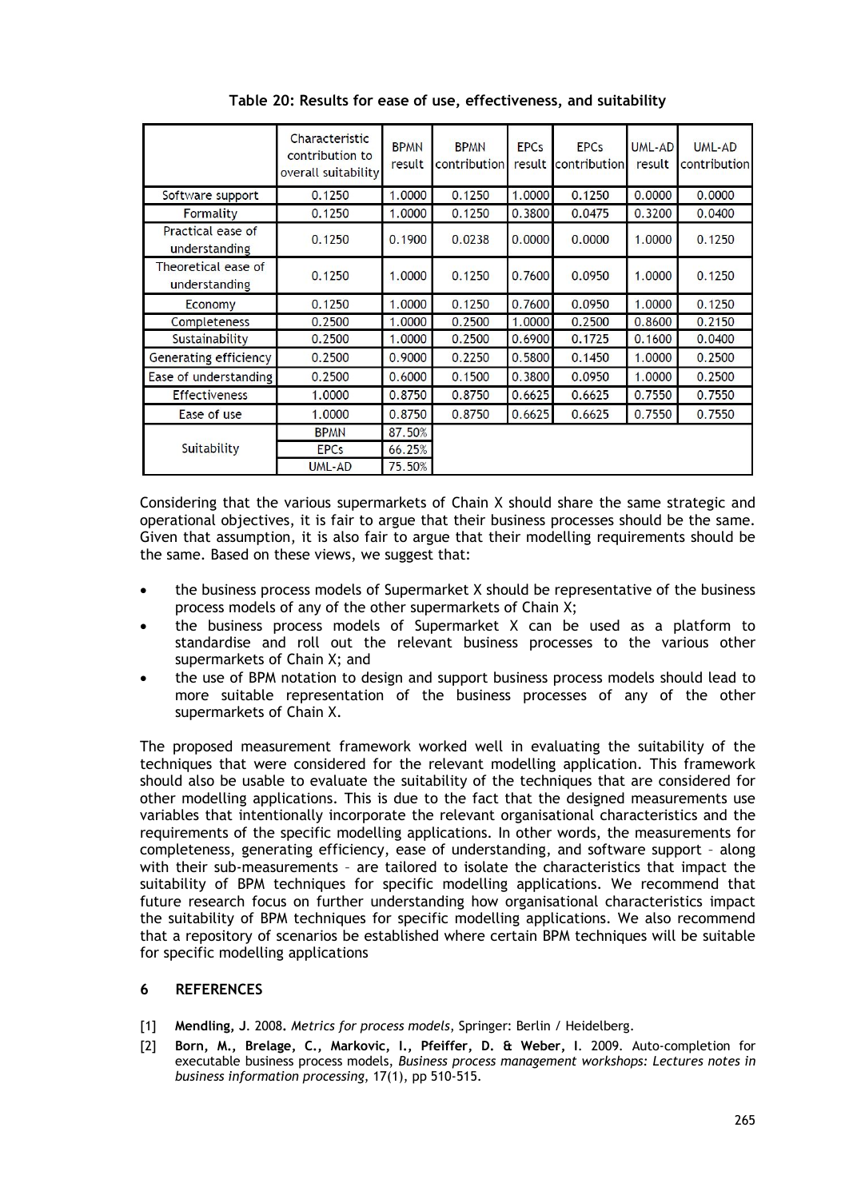**Table 20: Results for ease of use, effectiveness, and suitability**

| | Characteristic contribution to overall suitability | BPMN result | BPMN contribution | EPCs result | EPCs contribution | UML-AD result | UML-AD contribution |
|---|---|---|---|---|---|---|---|
| Software support | 0.1250 | 1.0000 | 0.1250 | 1.0000 | 0.1250 | 0.0000 | 0.0000 |
| Formality | 0.1250 | 1.0000 | 0.1250 | 0.3800 | 0.0475 | 0.3200 | 0.0400 |
| Practical ease of understanding | 0.1250 | 0.1900 | 0.0238 | 0.0000 | 0.0000 | 1.0000 | 0.1250 |
| Theoretical ease of understanding | 0.1250 | 1.0000 | 0.1250 | 0.7600 | 0.0950 | 1.0000 | 0.1250 |
| Economy | 0.1250 | 1.0000 | 0.1250 | 0.7600 | 0.0950 | 1.0000 | 0.1250 |
| Completeness | 0.2500 | 1.0000 | 0.2500 | 1.0000 | 0.2500 | 0.8600 | 0.2150 |
| Sustainability | 0.2500 | 1.0000 | 0.2500 | 0.6900 | 0.1725 | 0.1600 | 0.0400 |
| Generating efficiency | 0.2500 | 0.9000 | 0.2250 | 0.5800 | 0.1450 | 1.0000 | 0.2500 |
| Ease of understanding | 0.2500 | 0.6000 | 0.1500 | 0.3800 | 0.0950 | 1.0000 | 0.2500 |
| Effectiveness | 1.0000 | 0.8750 | 0.8750 | 0.6625 | 0.6625 | 0.7550 | 0.7550 |
| Ease of use | 1.0000 | 0.8750 | 0.8750 | 0.6625 | 0.6625 | 0.7550 | 0.7550 |
| Suitability | BPMN | 87.50% | | | | | |
| | EPCs | 66.25% | | | | | |
| | UML-AD | 75.50% | | | | | |

Considering that the various supermarkets of Chain X should share the same strategic and operational objectives, it is fair to argue that their business processes should be the same. Given that assumption, it is also fair to argue that their modelling requirements should be the same. Based on these views, we suggest that:

- the business process models of Supermarket X should be representative of the business process models of any of the other supermarkets of Chain X;
- the business process models of Supermarket X can be used as a platform to standardise and roll out the relevant business processes to the various other supermarkets of Chain X; and
- the use of BPM notation to design and support business process models should lead to more suitable representation of the business processes of any of the other supermarkets of Chain X.

The proposed measurement framework worked well in evaluating the suitability of the techniques that were considered for the relevant modelling application. This framework should also be usable to evaluate the suitability of the techniques that are considered for other modelling applications. This is due to the fact that the designed measurements use variables that intentionally incorporate the relevant organisational characteristics and the requirements of the specific modelling applications. In other words, the measurements for completeness, generating efficiency, ease of understanding, and software support – along with their sub-measurements – are tailored to isolate the characteristics that impact the suitability of BPM techniques for specific modelling applications. We recommend that future research focus on further understanding how organisational characteristics impact the suitability of BPM techniques for specific modelling applications. We also recommend that a repository of scenarios be established where certain BPM techniques will be suitable for specific modelling applications

## 6 REFERENCES

[1] **Mendling, J**. 2008. *Metrics for process models*, Springer: Berlin / Heidelberg.

[2] **Born, M., Brelage, C., Markovic, I., Pfeiffer, D. & Weber, I**. 2009. Auto-completion for executable business process models, *Business process management workshops: Lectures notes in business information processing*, 17(1), pp 510-515.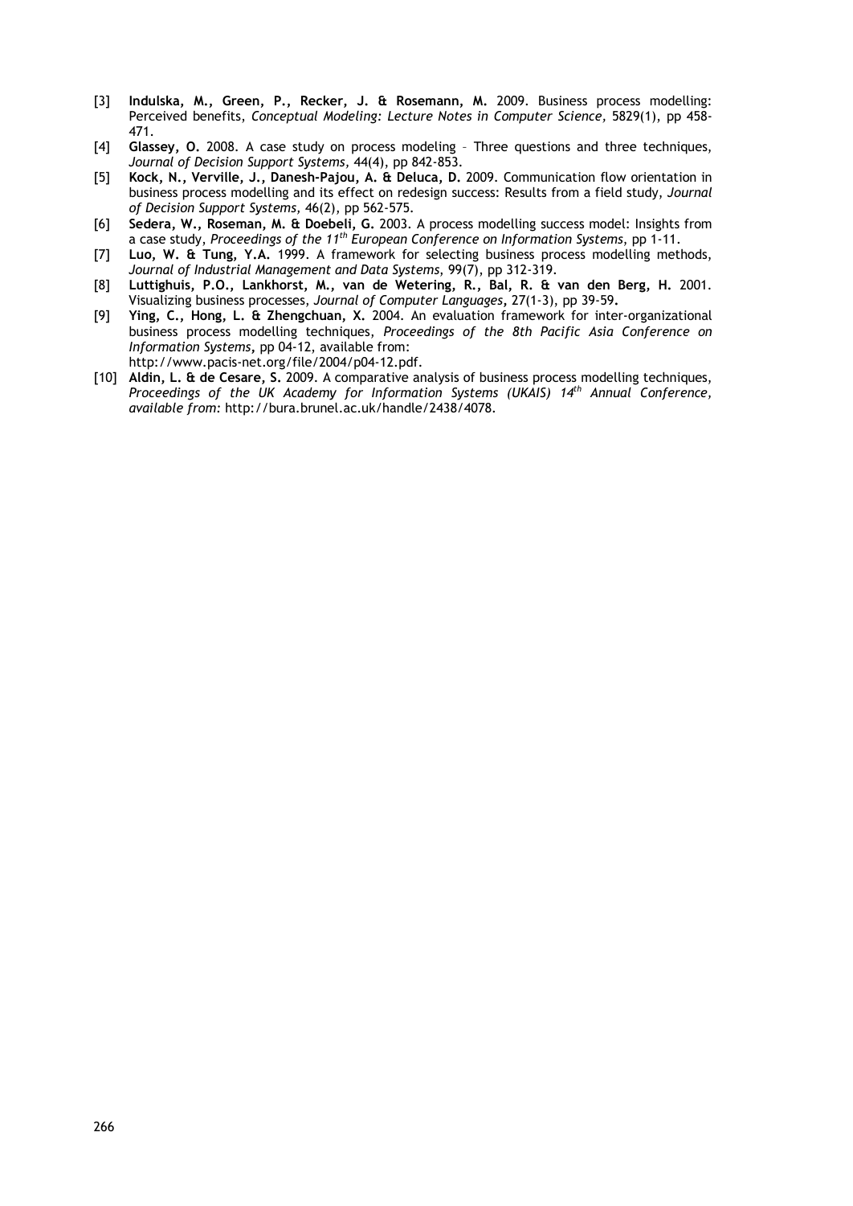[3] **Indulska, M., Green, P., Recker, J. & Rosemann, M.** 2009. Business process modelling: Perceived benefits, *Conceptual Modeling: Lecture Notes in Computer Science*, 5829(1), pp 458-471.

[4] **Glassey, O.** 2008. A case study on process modeling – Three questions and three techniques, *Journal of Decision Support Systems*, 44(4), pp 842-853.

[5] **Kock, N., Verville, J., Danesh-Pajou, A. & Deluca, D.** 2009. Communication flow orientation in business process modelling and its effect on redesign success: Results from a field study, *Journal of Decision Support Systems*, 46(2), pp 562-575.

[6] **Sedera, W., Roseman, M. & Doebeli, G.** 2003. A process modelling success model: Insights from a case study, *Proceedings of the 11th European Conference on Information Systems*, pp 1-11.

[7] **Luo, W. & Tung, Y.A.** 1999. A framework for selecting business process modelling methods, *Journal of Industrial Management and Data Systems*, 99(7), pp 312-319.

[8] **Luttighuis, P.O., Lankhorst, M., van de Wetering, R., Bal, R. & van den Berg, H.** 2001. Visualizing business processes, *Journal of Computer Languages*, 27(1-3), pp 39-59.

[9] **Ying, C., Hong, L. & Zhengchuan, X.** 2004. An evaluation framework for inter-organizational business process modelling techniques, *Proceedings of the 8th Pacific Asia Conference on Information Systems*, pp 04-12, available from: http://www.pacis-net.org/file/2004/p04-12.pdf.

[10] **Aldin, L. & de Cesare, S.** 2009. A comparative analysis of business process modelling techniques, *Proceedings of the UK Academy for Information Systems (UKAIS) 14th Annual Conference, available from:* http://bura.brunel.ac.uk/handle/2438/4078.